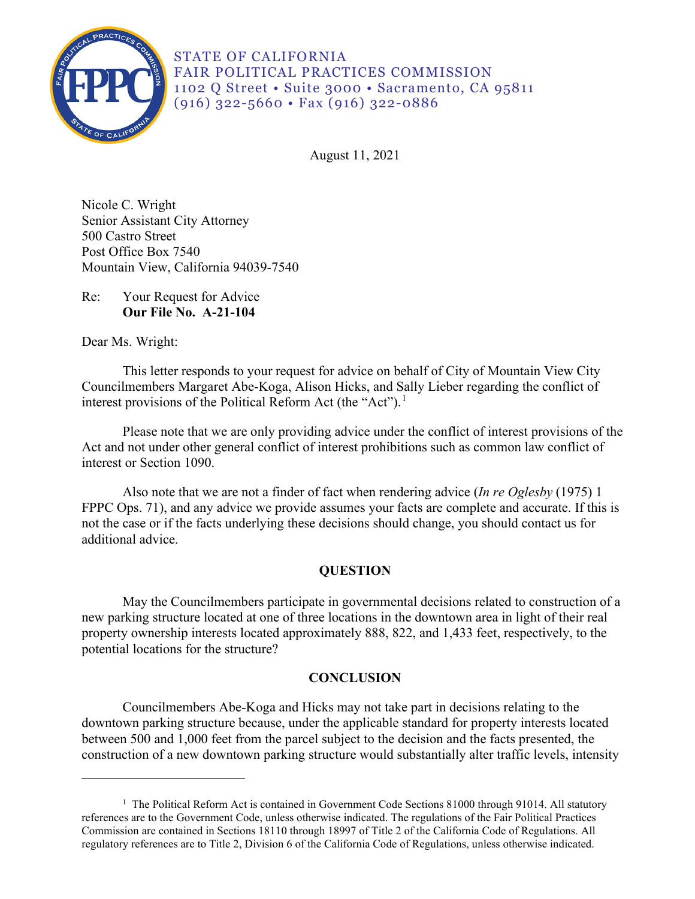STATE OF CALIFORNIA
FAIR POLITICAL PRACTICES COMMISSION
1102 Q Street • Suite 3000 • Sacramento, CA 95811
(916) 322-5660 • Fax (916) 322-0886

August 11, 2021

Nicole C. Wright
Senior Assistant City Attorney
500 Castro Street
Post Office Box 7540
Mountain View, California 94039-7540

Re: Your Request for Advice
**Our File No. A-21-104**

Dear Ms. Wright:

This letter responds to your request for advice on behalf of City of Mountain View City Councilmembers Margaret Abe-Koga, Alison Hicks, and Sally Lieber regarding the conflict of interest provisions of the Political Reform Act (the "Act").[1]

Please note that we are only providing advice under the conflict of interest provisions of the Act and not under other general conflict of interest prohibitions such as common law conflict of interest or Section 1090.

Also note that we are not a finder of fact when rendering advice (*In re Oglesby* (1975) 1 FPPC Ops. 71), and any advice we provide assumes your facts are complete and accurate. If this is not the case or if the facts underlying these decisions should change, you should contact us for additional advice.

## QUESTION

May the Councilmembers participate in governmental decisions related to construction of a new parking structure located at one of three locations in the downtown area in light of their real property ownership interests located approximately 888, 822, and 1,433 feet, respectively, to the potential locations for the structure?

## CONCLUSION

Councilmembers Abe-Koga and Hicks may not take part in decisions relating to the downtown parking structure because, under the applicable standard for property interests located between 500 and 1,000 feet from the parcel subject to the decision and the facts presented, the construction of a new downtown parking structure would substantially alter traffic levels, intensity

[1] The Political Reform Act is contained in Government Code Sections 81000 through 91014. All statutory references are to the Government Code, unless otherwise indicated. The regulations of the Fair Political Practices Commission are contained in Sections 18110 through 18997 of Title 2 of the California Code of Regulations. All regulatory references are to Title 2, Division 6 of the California Code of Regulations, unless otherwise indicated.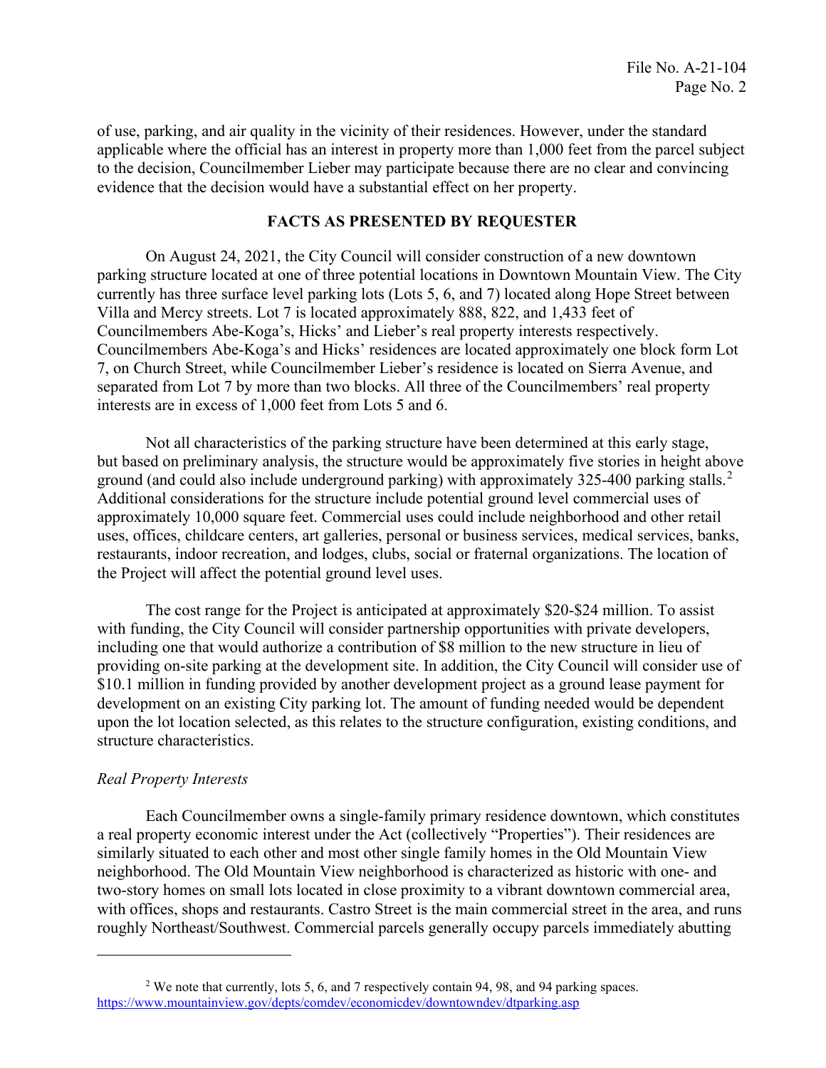of use, parking, and air quality in the vicinity of their residences. However, under the standard applicable where the official has an interest in property more than 1,000 feet from the parcel subject to the decision, Councilmember Lieber may participate because there are no clear and convincing evidence that the decision would have a substantial effect on her property.

## FACTS AS PRESENTED BY REQUESTER

On August 24, 2021, the City Council will consider construction of a new downtown parking structure located at one of three potential locations in Downtown Mountain View. The City currently has three surface level parking lots (Lots 5, 6, and 7) located along Hope Street between Villa and Mercy streets. Lot 7 is located approximately 888, 822, and 1,433 feet of Councilmembers Abe-Koga's, Hicks' and Lieber's real property interests respectively. Councilmembers Abe-Koga's and Hicks' residences are located approximately one block form Lot 7, on Church Street, while Councilmember Lieber's residence is located on Sierra Avenue, and separated from Lot 7 by more than two blocks. All three of the Councilmembers' real property interests are in excess of 1,000 feet from Lots 5 and 6.

Not all characteristics of the parking structure have been determined at this early stage, but based on preliminary analysis, the structure would be approximately five stories in height above ground (and could also include underground parking) with approximately 325-400 parking stalls.[2] Additional considerations for the structure include potential ground level commercial uses of approximately 10,000 square feet. Commercial uses could include neighborhood and other retail uses, offices, childcare centers, art galleries, personal or business services, medical services, banks, restaurants, indoor recreation, and lodges, clubs, social or fraternal organizations. The location of the Project will affect the potential ground level uses.

The cost range for the Project is anticipated at approximately $20-$24 million. To assist with funding, the City Council will consider partnership opportunities with private developers, including one that would authorize a contribution of $8 million to the new structure in lieu of providing on-site parking at the development site. In addition, the City Council will consider use of $10.1 million in funding provided by another development project as a ground lease payment for development on an existing City parking lot. The amount of funding needed would be dependent upon the lot location selected, as this relates to the structure configuration, existing conditions, and structure characteristics.

*Real Property Interests*

Each Councilmember owns a single-family primary residence downtown, which constitutes a real property economic interest under the Act (collectively "Properties"). Their residences are similarly situated to each other and most other single family homes in the Old Mountain View neighborhood. The Old Mountain View neighborhood is characterized as historic with one- and two-story homes on small lots located in close proximity to a vibrant downtown commercial area, with offices, shops and restaurants. Castro Street is the main commercial street in the area, and runs roughly Northeast/Southwest. Commercial parcels generally occupy parcels immediately abutting

---

[2] We note that currently, lots 5, 6, and 7 respectively contain 94, 98, and 94 parking spaces. https://www.mountainview.gov/depts/comdev/economicdev/downtowndev/dtparking.asp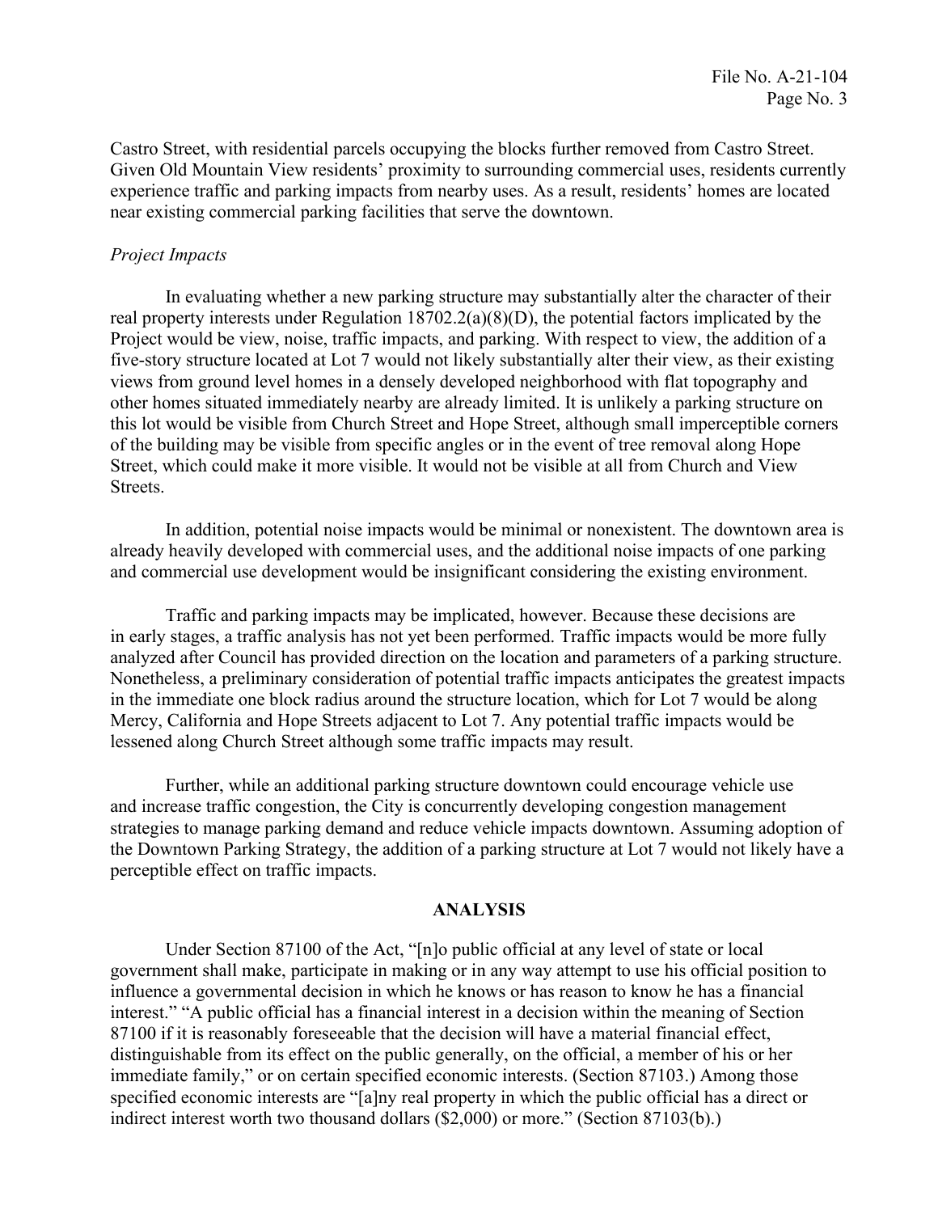Castro Street, with residential parcels occupying the blocks further removed from Castro Street. Given Old Mountain View residents' proximity to surrounding commercial uses, residents currently experience traffic and parking impacts from nearby uses. As a result, residents' homes are located near existing commercial parking facilities that serve the downtown.

*Project Impacts*

In evaluating whether a new parking structure may substantially alter the character of their real property interests under Regulation 18702.2(a)(8)(D), the potential factors implicated by the Project would be view, noise, traffic impacts, and parking. With respect to view, the addition of a five-story structure located at Lot 7 would not likely substantially alter their view, as their existing views from ground level homes in a densely developed neighborhood with flat topography and other homes situated immediately nearby are already limited. It is unlikely a parking structure on this lot would be visible from Church Street and Hope Street, although small imperceptible corners of the building may be visible from specific angles or in the event of tree removal along Hope Street, which could make it more visible. It would not be visible at all from Church and View Streets.

In addition, potential noise impacts would be minimal or nonexistent. The downtown area is already heavily developed with commercial uses, and the additional noise impacts of one parking and commercial use development would be insignificant considering the existing environment.

Traffic and parking impacts may be implicated, however. Because these decisions are in early stages, a traffic analysis has not yet been performed. Traffic impacts would be more fully analyzed after Council has provided direction on the location and parameters of a parking structure. Nonetheless, a preliminary consideration of potential traffic impacts anticipates the greatest impacts in the immediate one block radius around the structure location, which for Lot 7 would be along Mercy, California and Hope Streets adjacent to Lot 7. Any potential traffic impacts would be lessened along Church Street although some traffic impacts may result.

Further, while an additional parking structure downtown could encourage vehicle use and increase traffic congestion, the City is concurrently developing congestion management strategies to manage parking demand and reduce vehicle impacts downtown. Assuming adoption of the Downtown Parking Strategy, the addition of a parking structure at Lot 7 would not likely have a perceptible effect on traffic impacts.

## ANALYSIS

Under Section 87100 of the Act, "[n]o public official at any level of state or local government shall make, participate in making or in any way attempt to use his official position to influence a governmental decision in which he knows or has reason to know he has a financial interest." "A public official has a financial interest in a decision within the meaning of Section 87100 if it is reasonably foreseeable that the decision will have a material financial effect, distinguishable from its effect on the public generally, on the official, a member of his or her immediate family," or on certain specified economic interests. (Section 87103.) Among those specified economic interests are "[a]ny real property in which the public official has a direct or indirect interest worth two thousand dollars ($2,000) or more." (Section 87103(b).)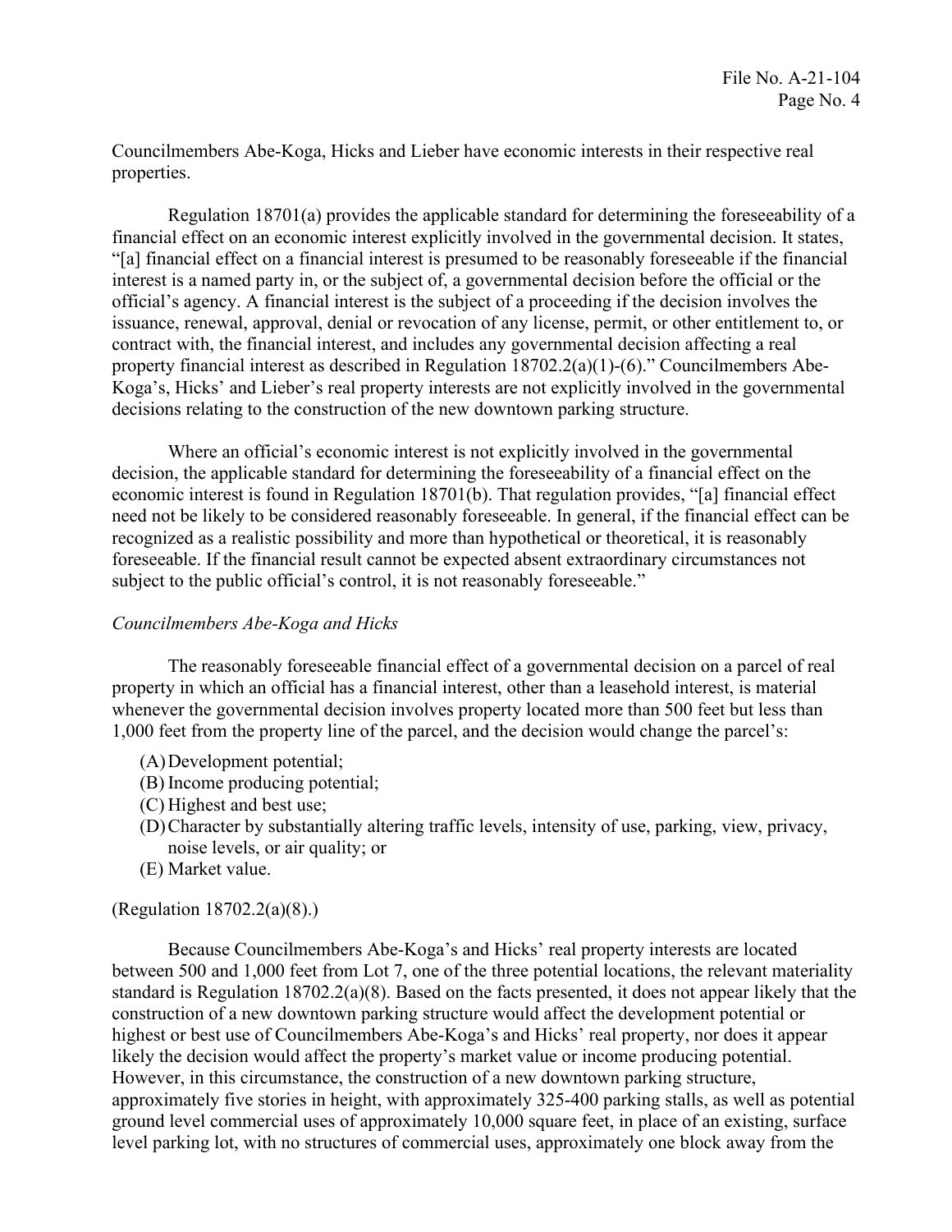Councilmembers Abe-Koga, Hicks and Lieber have economic interests in their respective real properties.

Regulation 18701(a) provides the applicable standard for determining the foreseeability of a financial effect on an economic interest explicitly involved in the governmental decision. It states, "[a] financial effect on a financial interest is presumed to be reasonably foreseeable if the financial interest is a named party in, or the subject of, a governmental decision before the official or the official's agency. A financial interest is the subject of a proceeding if the decision involves the issuance, renewal, approval, denial or revocation of any license, permit, or other entitlement to, or contract with, the financial interest, and includes any governmental decision affecting a real property financial interest as described in Regulation 18702.2(a)(1)-(6)." Councilmembers Abe-Koga's, Hicks' and Lieber's real property interests are not explicitly involved in the governmental decisions relating to the construction of the new downtown parking structure.

Where an official's economic interest is not explicitly involved in the governmental decision, the applicable standard for determining the foreseeability of a financial effect on the economic interest is found in Regulation 18701(b). That regulation provides, "[a] financial effect need not be likely to be considered reasonably foreseeable. In general, if the financial effect can be recognized as a realistic possibility and more than hypothetical or theoretical, it is reasonably foreseeable. If the financial result cannot be expected absent extraordinary circumstances not subject to the public official's control, it is not reasonably foreseeable."

*Councilmembers Abe-Koga and Hicks*

The reasonably foreseeable financial effect of a governmental decision on a parcel of real property in which an official has a financial interest, other than a leasehold interest, is material whenever the governmental decision involves property located more than 500 feet but less than 1,000 feet from the property line of the parcel, and the decision would change the parcel's:

(A) Development potential;
(B) Income producing potential;
(C) Highest and best use;
(D) Character by substantially altering traffic levels, intensity of use, parking, view, privacy, noise levels, or air quality; or
(E) Market value.

(Regulation 18702.2(a)(8).)

Because Councilmembers Abe-Koga's and Hicks' real property interests are located between 500 and 1,000 feet from Lot 7, one of the three potential locations, the relevant materiality standard is Regulation 18702.2(a)(8). Based on the facts presented, it does not appear likely that the construction of a new downtown parking structure would affect the development potential or highest or best use of Councilmembers Abe-Koga's and Hicks' real property, nor does it appear likely the decision would affect the property's market value or income producing potential. However, in this circumstance, the construction of a new downtown parking structure, approximately five stories in height, with approximately 325-400 parking stalls, as well as potential ground level commercial uses of approximately 10,000 square feet, in place of an existing, surface level parking lot, with no structures of commercial uses, approximately one block away from the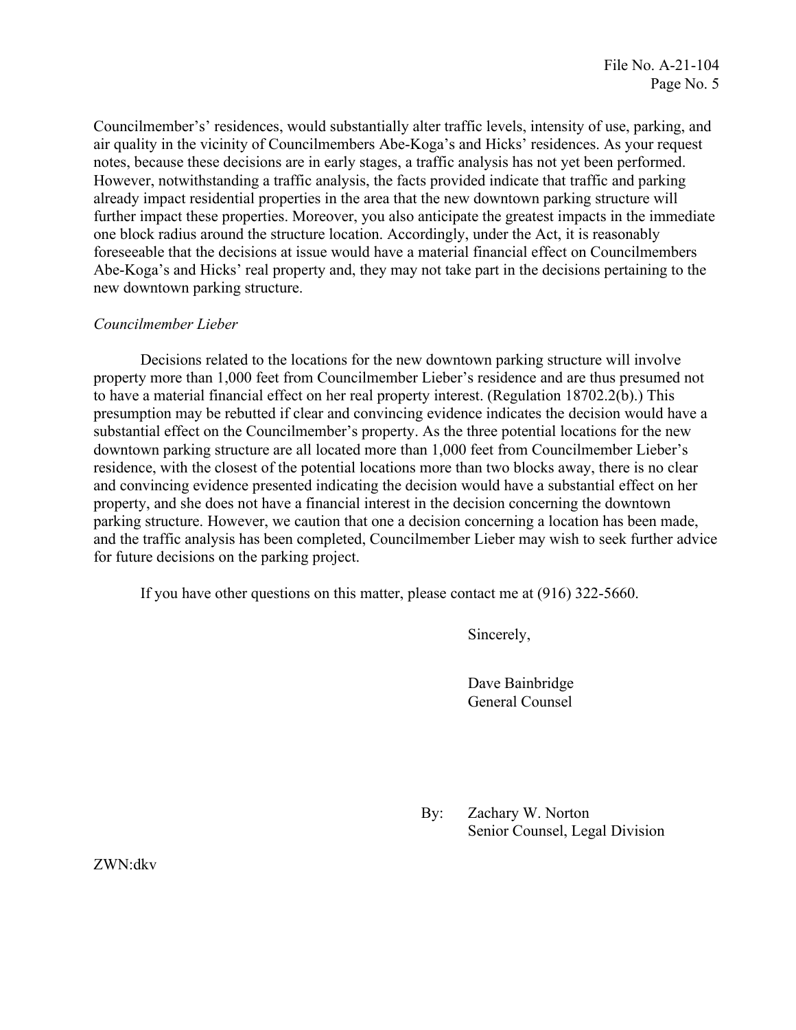Councilmember's' residences, would substantially alter traffic levels, intensity of use, parking, and air quality in the vicinity of Councilmembers Abe-Koga's and Hicks' residences. As your request notes, because these decisions are in early stages, a traffic analysis has not yet been performed. However, notwithstanding a traffic analysis, the facts provided indicate that traffic and parking already impact residential properties in the area that the new downtown parking structure will further impact these properties. Moreover, you also anticipate the greatest impacts in the immediate one block radius around the structure location. Accordingly, under the Act, it is reasonably foreseeable that the decisions at issue would have a material financial effect on Councilmembers Abe-Koga's and Hicks' real property and, they may not take part in the decisions pertaining to the new downtown parking structure.

*Councilmember Lieber*

Decisions related to the locations for the new downtown parking structure will involve property more than 1,000 feet from Councilmember Lieber's residence and are thus presumed not to have a material financial effect on her real property interest. (Regulation 18702.2(b).) This presumption may be rebutted if clear and convincing evidence indicates the decision would have a substantial effect on the Councilmember's property. As the three potential locations for the new downtown parking structure are all located more than 1,000 feet from Councilmember Lieber's residence, with the closest of the potential locations more than two blocks away, there is no clear and convincing evidence presented indicating the decision would have a substantial effect on her property, and she does not have a financial interest in the decision concerning the downtown parking structure. However, we caution that one a decision concerning a location has been made, and the traffic analysis has been completed, Councilmember Lieber may wish to seek further advice for future decisions on the parking project.

If you have other questions on this matter, please contact me at (916) 322-5660.

Sincerely,

Dave Bainbridge
General Counsel

By: Zachary W. Norton
Senior Counsel, Legal Division

ZWN:dkv